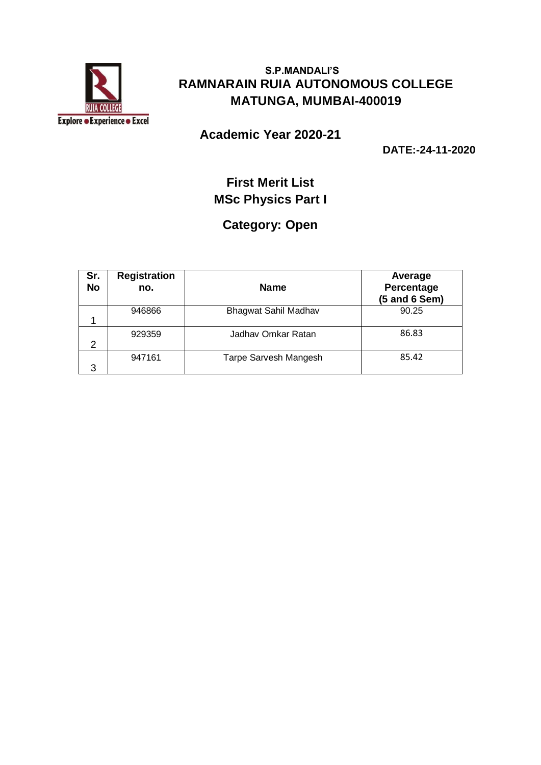**S.P.MANDALI'S**

# RAMNARAIN RUIA AUTONOMOUS COLLEGE
# MATUNGA, MUMBAI-400019

## Academic Year 2020-21

**DATE:-24-11-2020**

## First Merit List
## MSc Physics Part I

## Category: Open

| Sr. No | Registration no. | Name | Average Percentage (5 and 6 Sem) |
|---|---|---|---|
| 1 | 946866 | Bhagwat Sahil Madhav | 90.25 |
| 2 | 929359 | Jadhav Omkar Ratan | 86.83 |
| 3 | 947161 | Tarpe Sarvesh Mangesh | 85.42 |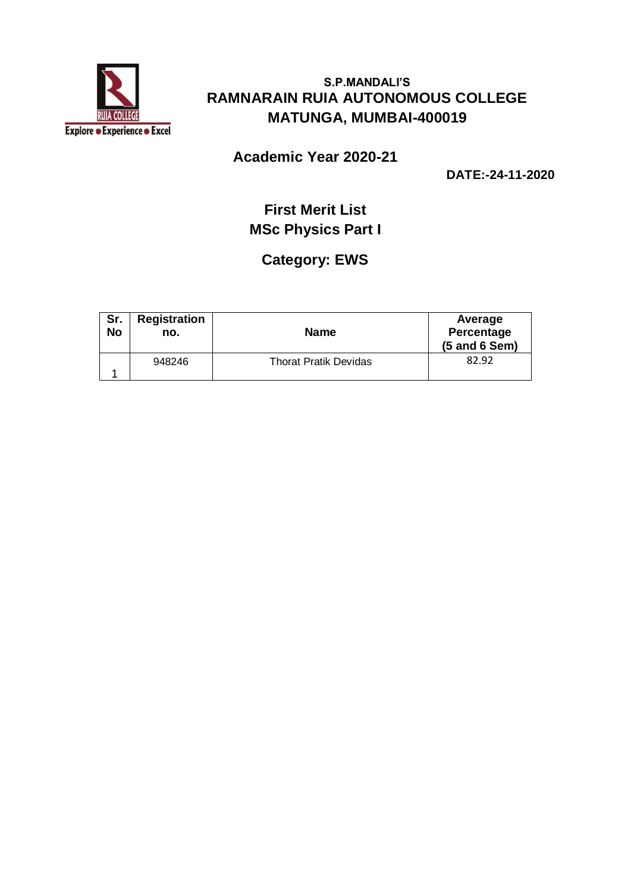**S.P.MANDALI'S**

# RAMNARAIN RUIA AUTONOMOUS COLLEGE

## MATUNGA, MUMBAI-400019

### Academic Year 2020-21

**DATE:-24-11-2020**

### First Merit List
### MSc Physics Part I

### Category: EWS

| Sr. No | Registration no. | Name | Average Percentage (5 and 6 Sem) |
|---|---|---|---|
| 1 | 948246 | Thorat Pratik Devidas | 82.92 |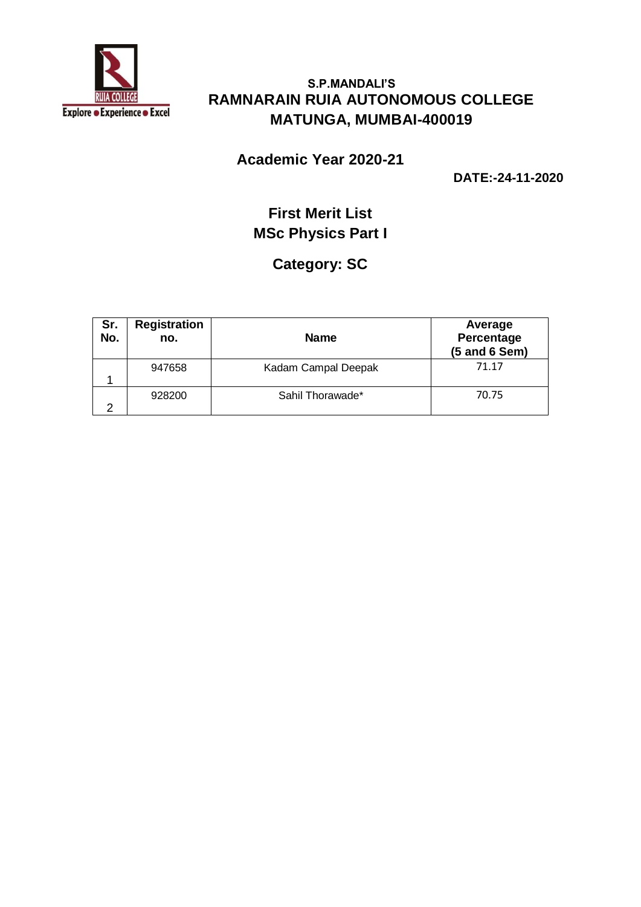**S.P.MANDALI'S**

## RAMNARAIN RUIA AUTONOMOUS COLLEGE
## MATUNGA, MUMBAI-400019

### Academic Year 2020-21

**DATE:-24-11-2020**

### First Merit List
### MSc Physics Part I

### Category: SC

| Sr. No. | Registration no. | Name | Average Percentage (5 and 6 Sem) |
|---|---|---|---|
| 1 | 947658 | Kadam Campal Deepak | 71.17 |
| 2 | 928200 | Sahil Thorawade* | 70.75 |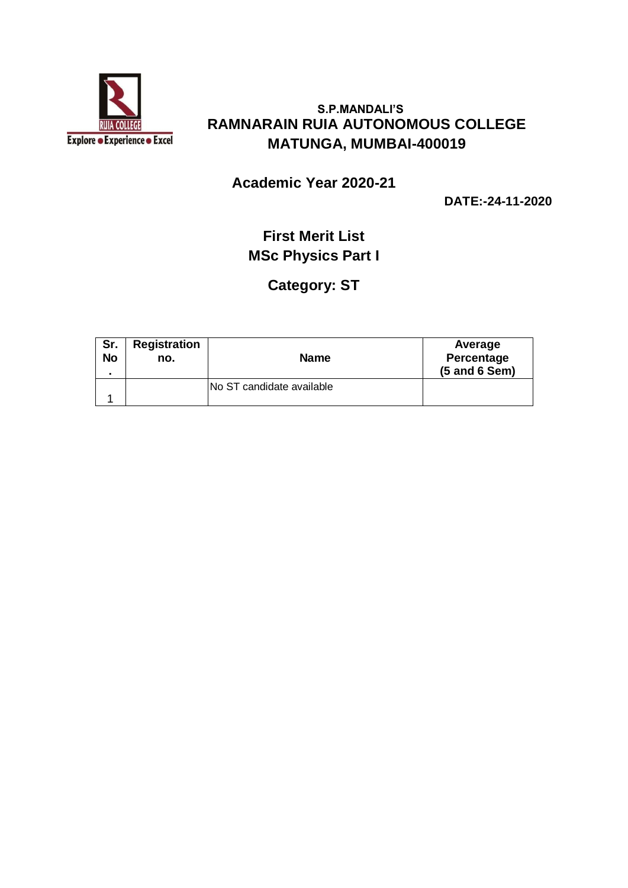S.P.MANDALI'S

# RAMNARAIN RUIA AUTONOMOUS COLLEGE

## MATUNGA, MUMBAI-400019

**Academic Year 2020-21**

**DATE:-24-11-2020**

## First Merit List

## MSc Physics Part I

## Category: ST

| Sr. No. | Registration no. | Name | Average Percentage (5 and 6 Sem) |
|---|---|---|---|
| 1 | | No ST candidate available | |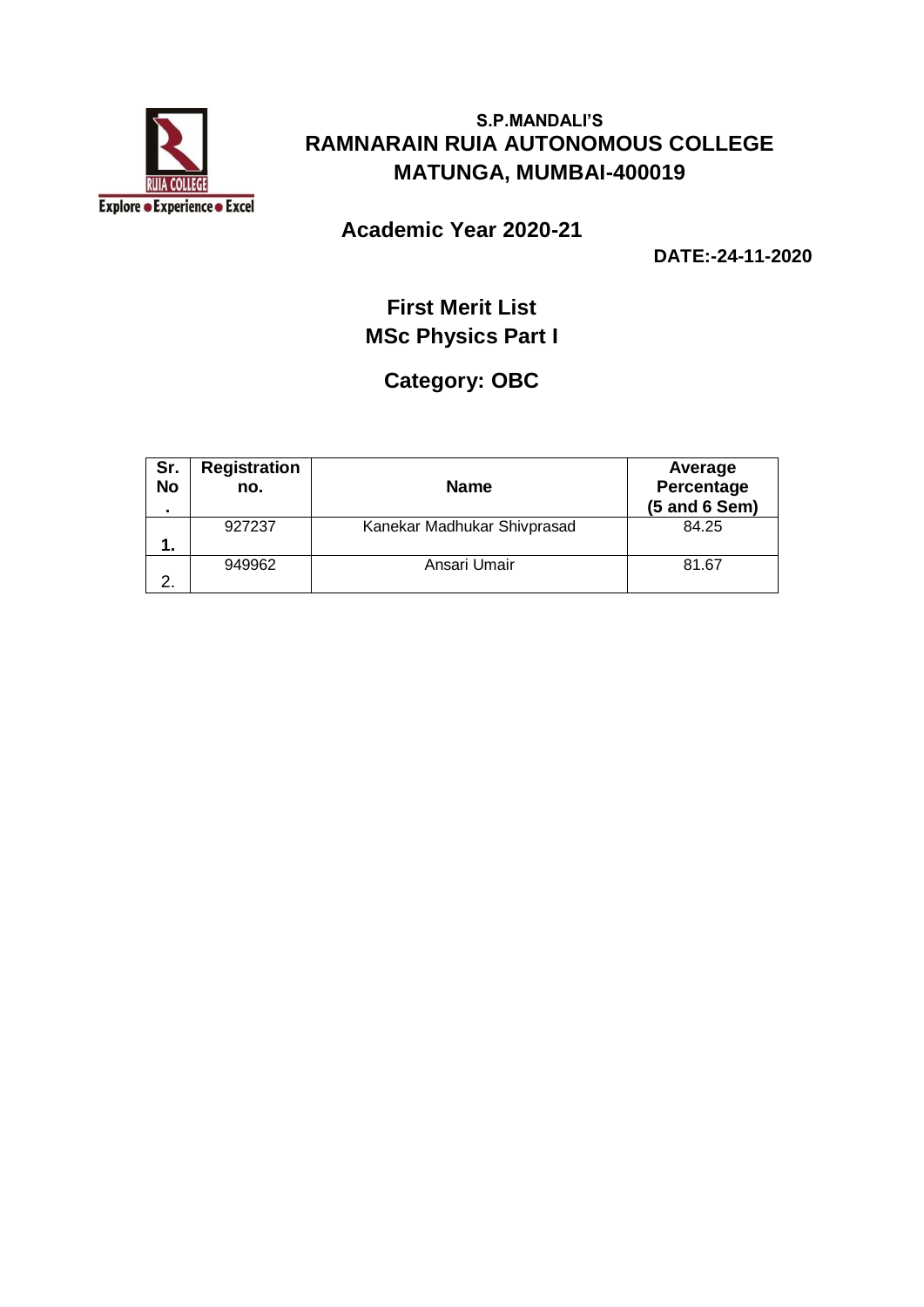S.P.MANDALI'S
# RAMNARAIN RUIA AUTONOMOUS COLLEGE
# MATUNGA, MUMBAI-400019

## Academic Year 2020-21

**DATE:-24-11-2020**

## First Merit List
## MSc Physics Part I

## Category: OBC

| Sr. No. | Registration no. | Name | Average Percentage (5 and 6 Sem) |
|---|---|---|---|
| **1.** | 927237 | Kanekar Madhukar Shivprasad | 84.25 |
| 2. | 949962 | Ansari Umair | 81.67 |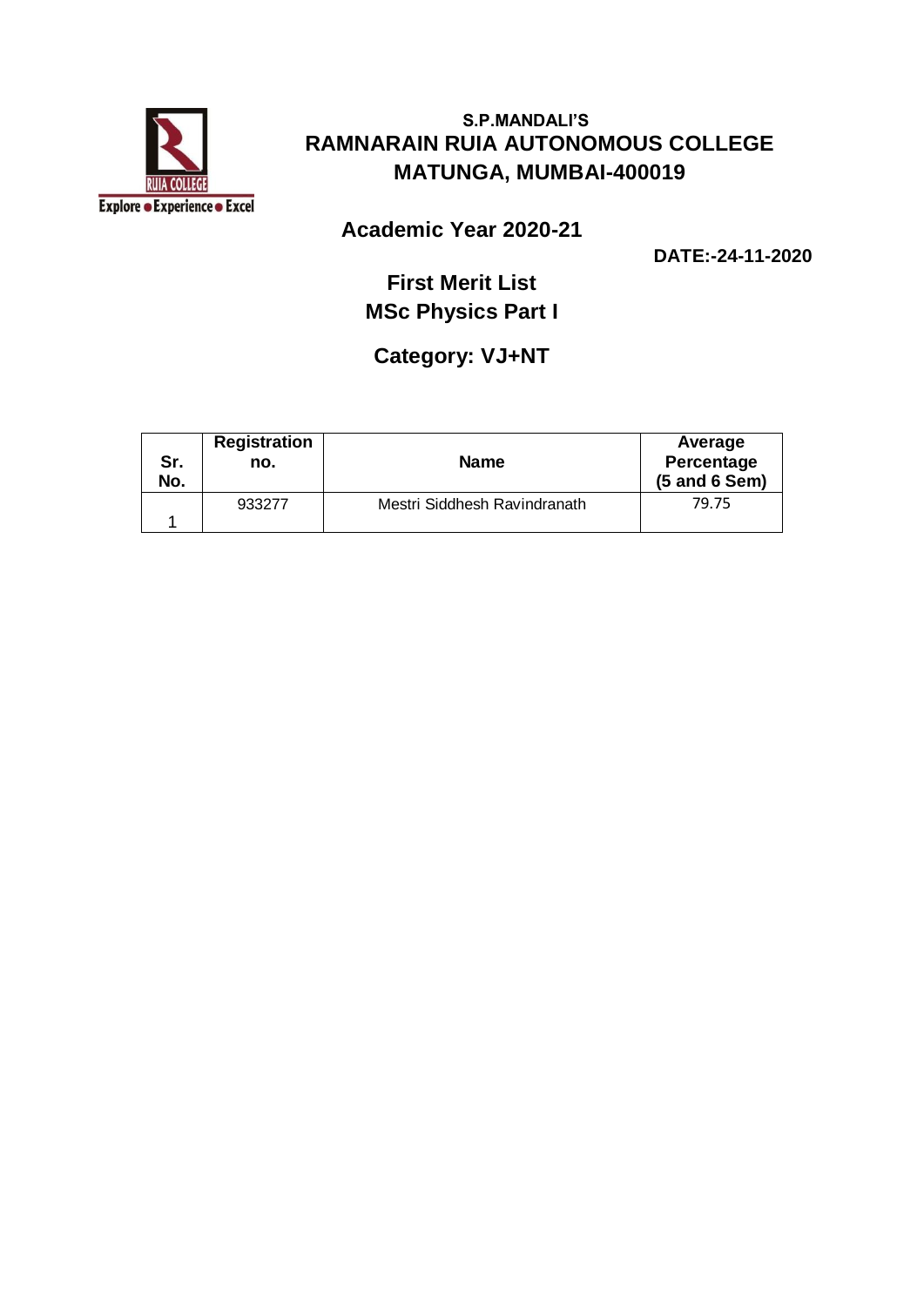S.P.MANDALI'S

# RAMNARAIN RUIA AUTONOMOUS COLLEGE
# MATUNGA, MUMBAI-400019

## Academic Year 2020-21

**DATE:-24-11-2020**

## First Merit List
## MSc Physics Part I

## Category: VJ+NT

| Sr. No. | Registration no. | Name | Average Percentage (5 and 6 Sem) |
|---|---|---|---|
| 1 | 933277 | Mestri Siddhesh Ravindranath | 79.75 |